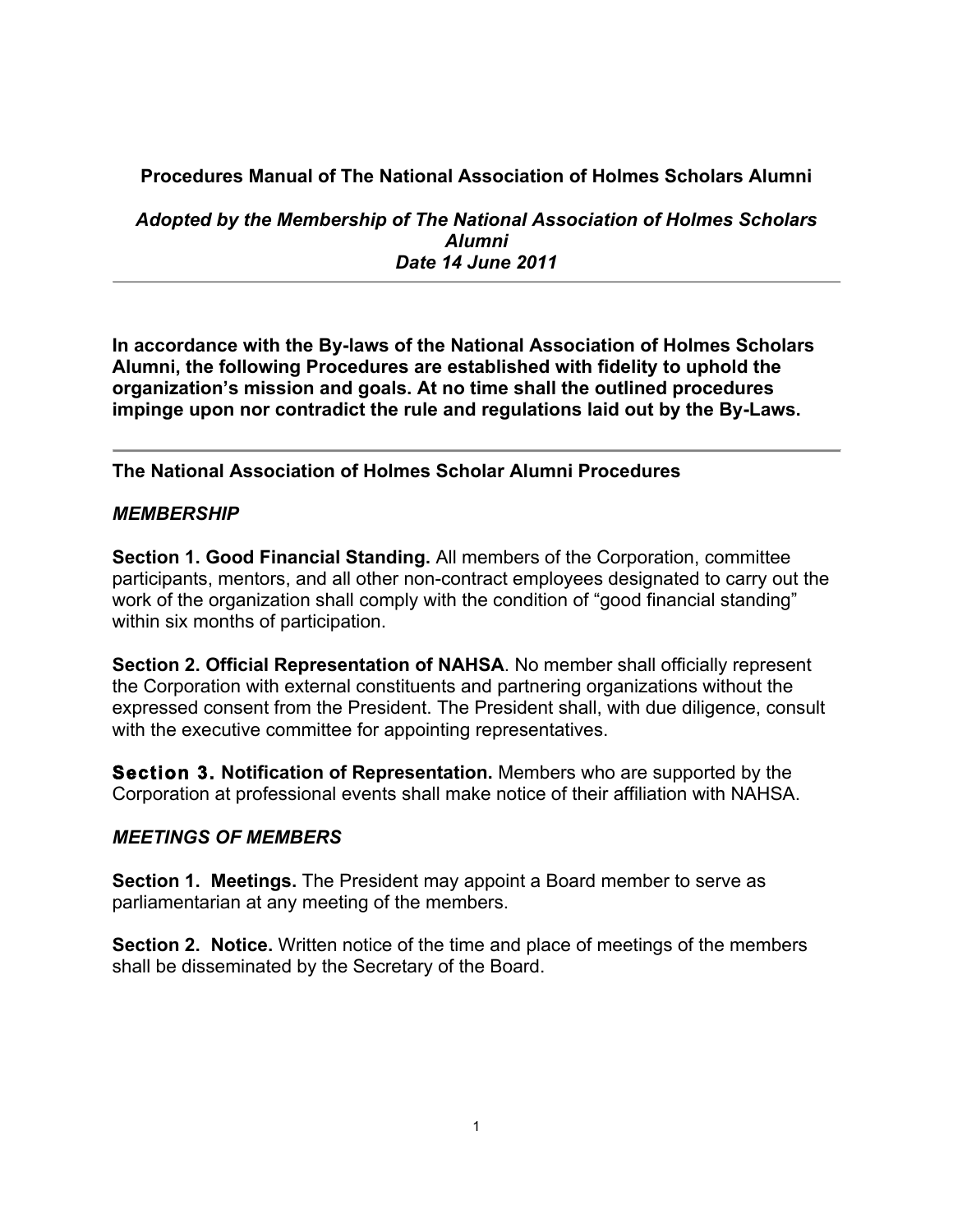**Procedures Manual of The National Association of Holmes Scholars Alumni**

***Adopted by the Membership of The National Association of Holmes Scholars Alumni***
***Date 14 June 2011***

---

**In accordance with the By-laws of the National Association of Holmes Scholars Alumni, the following Procedures are established with fidelity to uphold the organization's mission and goals. At no time shall the outlined procedures impinge upon nor contradict the rule and regulations laid out by the By-Laws.**

---

**The National Association of Holmes Scholar Alumni Procedures**

***MEMBERSHIP***

**Section 1. Good Financial Standing.** All members of the Corporation, committee participants, mentors, and all other non-contract employees designated to carry out the work of the organization shall comply with the condition of "good financial standing" within six months of participation.

**Section 2. Official Representation of NAHSA**. No member shall officially represent the Corporation with external constituents and partnering organizations without the expressed consent from the President. The President shall, with due diligence, consult with the executive committee for appointing representatives.

**Section 3. Notification of Representation.** Members who are supported by the Corporation at professional events shall make notice of their affiliation with NAHSA.

***MEETINGS OF MEMBERS***

**Section 1. Meetings.** The President may appoint a Board member to serve as parliamentarian at any meeting of the members.

**Section 2. Notice.** Written notice of the time and place of meetings of the members shall be disseminated by the Secretary of the Board.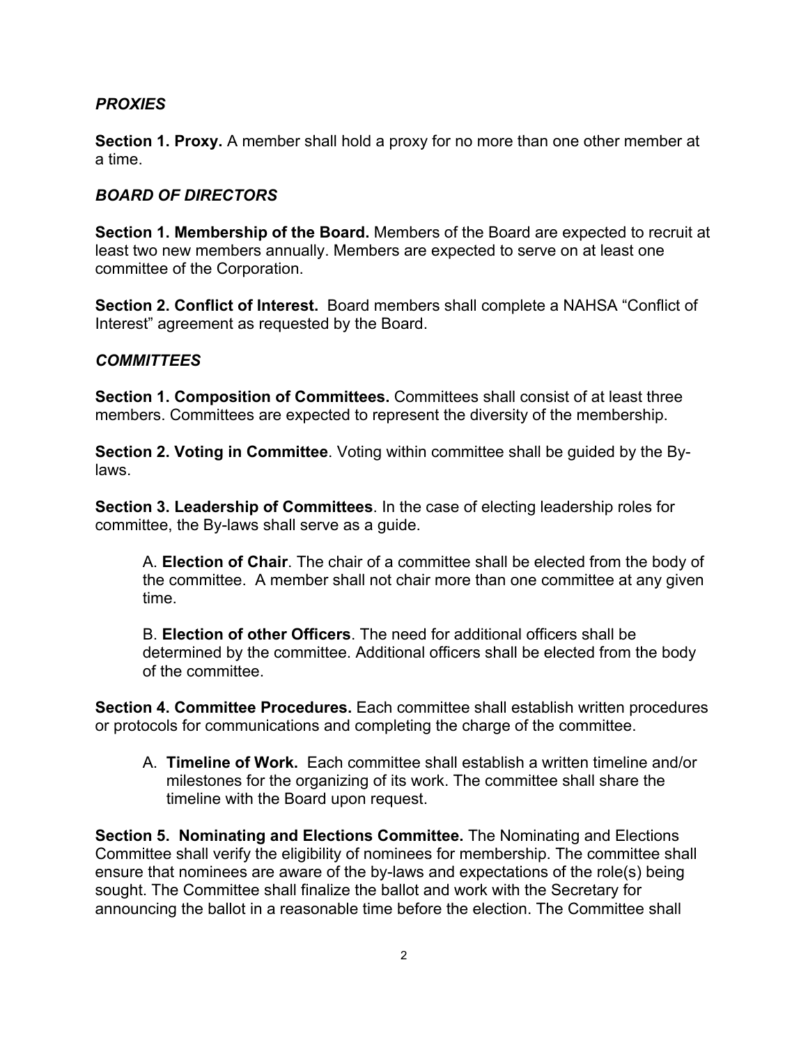## *PROXIES*

**Section 1. Proxy.** A member shall hold a proxy for no more than one other member at a time.

## *BOARD OF DIRECTORS*

**Section 1. Membership of the Board.** Members of the Board are expected to recruit at least two new members annually. Members are expected to serve on at least one committee of the Corporation.

**Section 2. Conflict of Interest.** Board members shall complete a NAHSA "Conflict of Interest" agreement as requested by the Board.

## *COMMITTEES*

**Section 1. Composition of Committees.** Committees shall consist of at least three members. Committees are expected to represent the diversity of the membership.

**Section 2. Voting in Committee**. Voting within committee shall be guided by the By-laws.

**Section 3. Leadership of Committees**. In the case of electing leadership roles for committee, the By-laws shall serve as a guide.

> A. **Election of Chair**. The chair of a committee shall be elected from the body of the committee. A member shall not chair more than one committee at any given time.
>
> B. **Election of other Officers**. The need for additional officers shall be determined by the committee. Additional officers shall be elected from the body of the committee.

**Section 4. Committee Procedures.** Each committee shall establish written procedures or protocols for communications and completing the charge of the committee.

> A. **Timeline of Work.** Each committee shall establish a written timeline and/or milestones for the organizing of its work. The committee shall share the timeline with the Board upon request.

**Section 5. Nominating and Elections Committee.** The Nominating and Elections Committee shall verify the eligibility of nominees for membership. The committee shall ensure that nominees are aware of the by-laws and expectations of the role(s) being sought. The Committee shall finalize the ballot and work with the Secretary for announcing the ballot in a reasonable time before the election. The Committee shall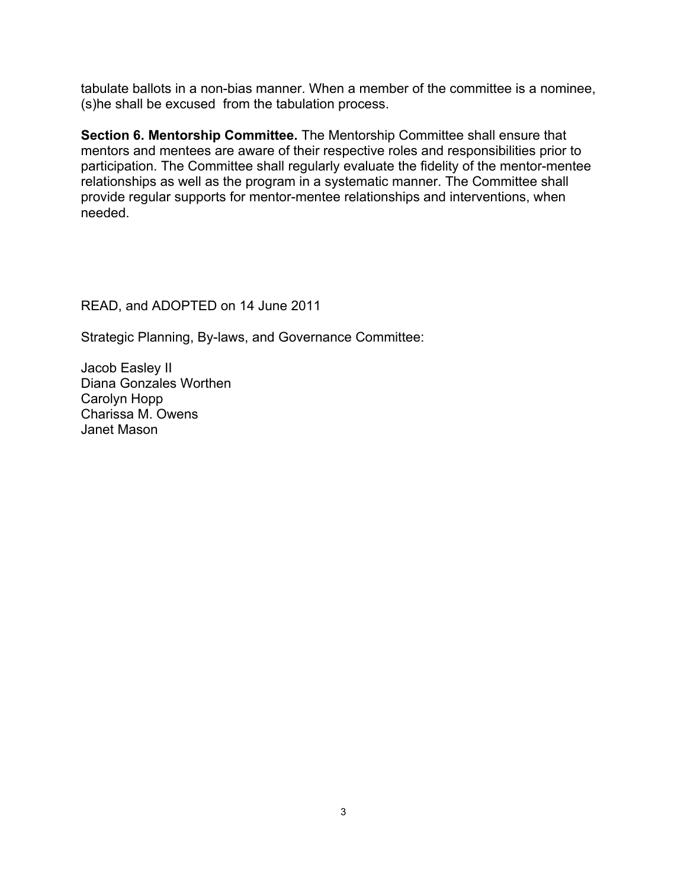tabulate ballots in a non-bias manner. When a member of the committee is a nominee, (s)he shall be excused from the tabulation process.

**Section 6. Mentorship Committee.** The Mentorship Committee shall ensure that mentors and mentees are aware of their respective roles and responsibilities prior to participation. The Committee shall regularly evaluate the fidelity of the mentor-mentee relationships as well as the program in a systematic manner. The Committee shall provide regular supports for mentor-mentee relationships and interventions, when needed.

READ, and ADOPTED on 14 June 2011

Strategic Planning, By-laws, and Governance Committee:

Jacob Easley II
Diana Gonzales Worthen
Carolyn Hopp
Charissa M. Owens
Janet Mason